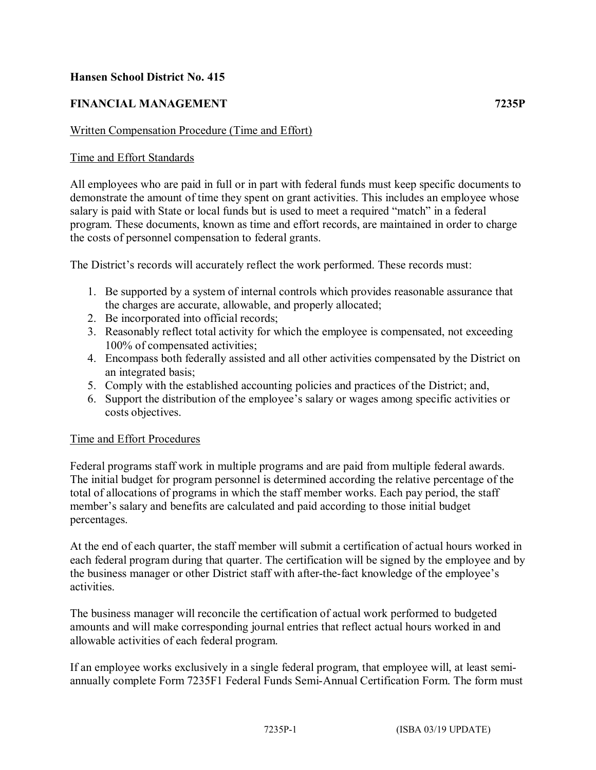**Hansen School District No. 415**

**FINANCIAL MANAGEMENT** **7235P**

Written Compensation Procedure (Time and Effort)

Time and Effort Standards

All employees who are paid in full or in part with federal funds must keep specific documents to demonstrate the amount of time they spent on grant activities. This includes an employee whose salary is paid with State or local funds but is used to meet a required "match" in a federal program. These documents, known as time and effort records, are maintained in order to charge the costs of personnel compensation to federal grants.

The District's records will accurately reflect the work performed. These records must:

1. Be supported by a system of internal controls which provides reasonable assurance that the charges are accurate, allowable, and properly allocated;
2. Be incorporated into official records;
3. Reasonably reflect total activity for which the employee is compensated, not exceeding 100% of compensated activities;
4. Encompass both federally assisted and all other activities compensated by the District on an integrated basis;
5. Comply with the established accounting policies and practices of the District; and,
6. Support the distribution of the employee's salary or wages among specific activities or costs objectives.

Time and Effort Procedures

Federal programs staff work in multiple programs and are paid from multiple federal awards. The initial budget for program personnel is determined according the relative percentage of the total of allocations of programs in which the staff member works. Each pay period, the staff member's salary and benefits are calculated and paid according to those initial budget percentages.

At the end of each quarter, the staff member will submit a certification of actual hours worked in each federal program during that quarter. The certification will be signed by the employee and by the business manager or other District staff with after-the-fact knowledge of the employee's activities.

The business manager will reconcile the certification of actual work performed to budgeted amounts and will make corresponding journal entries that reflect actual hours worked in and allowable activities of each federal program.

If an employee works exclusively in a single federal program, that employee will, at least semi-annually complete Form 7235F1 Federal Funds Semi-Annual Certification Form. The form must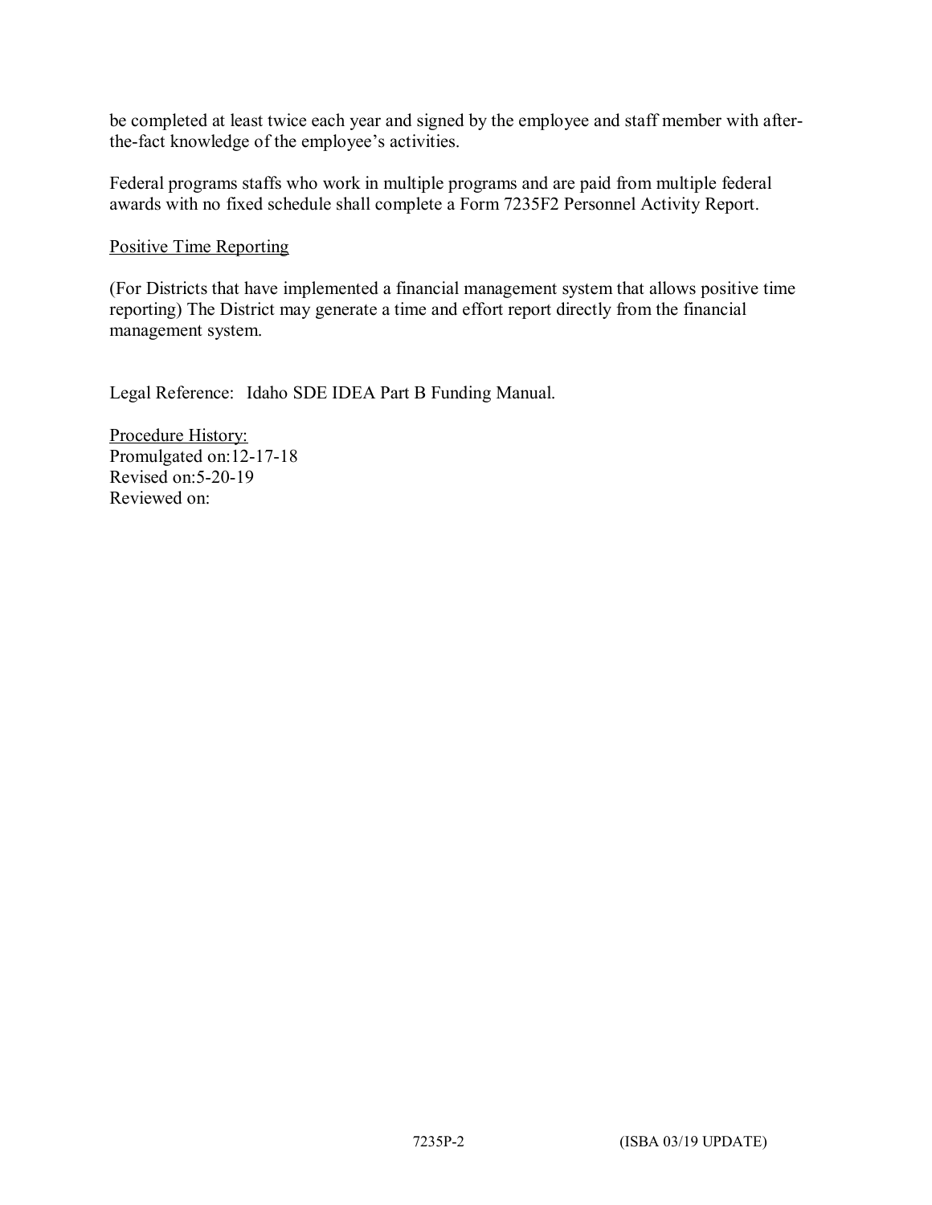be completed at least twice each year and signed by the employee and staff member with after-the-fact knowledge of the employee's activities.

Federal programs staffs who work in multiple programs and are paid from multiple federal awards with no fixed schedule shall complete a Form 7235F2 Personnel Activity Report.

Positive Time Reporting

(For Districts that have implemented a financial management system that allows positive time reporting) The District may generate a time and effort report directly from the financial management system.

Legal Reference: Idaho SDE IDEA Part B Funding Manual.

Procedure History:
Promulgated on:12-17-18
Revised on:5-20-19
Reviewed on: